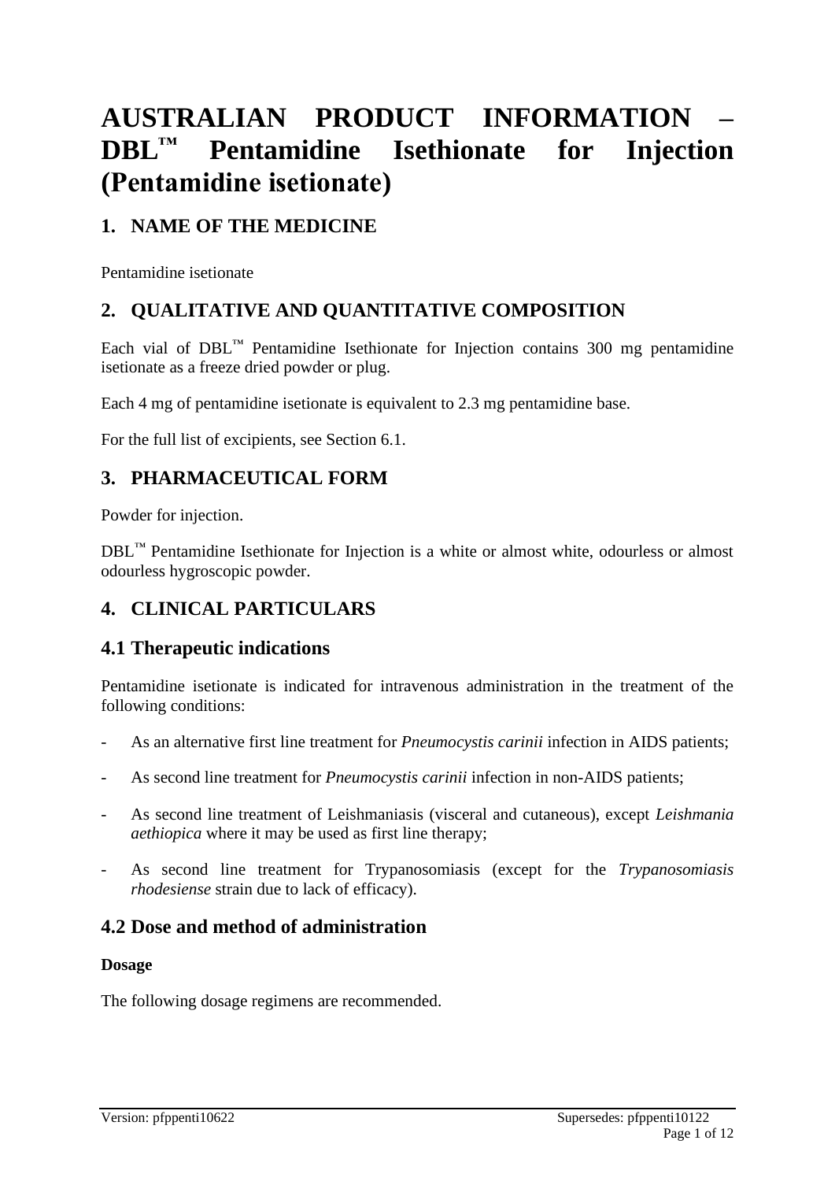# AUSTRALIAN PRODUCT INFORMATION – DBL™ Pentamidine Isethionate for Injection (Pentamidine isetionate)

## 1. NAME OF THE MEDICINE

Pentamidine isetionate

## 2. QUALITATIVE AND QUANTITATIVE COMPOSITION

Each vial of DBL™ Pentamidine Isethionate for Injection contains 300 mg pentamidine isetionate as a freeze dried powder or plug.

Each 4 mg of pentamidine isetionate is equivalent to 2.3 mg pentamidine base.

For the full list of excipients, see Section 6.1.

## 3. PHARMACEUTICAL FORM

Powder for injection.

DBL™ Pentamidine Isethionate for Injection is a white or almost white, odourless or almost odourless hygroscopic powder.

## 4. CLINICAL PARTICULARS

### 4.1 Therapeutic indications

Pentamidine isetionate is indicated for intravenous administration in the treatment of the following conditions:

- As an alternative first line treatment for *Pneumocystis carinii* infection in AIDS patients;
- As second line treatment for *Pneumocystis carinii* infection in non-AIDS patients;
- As second line treatment of Leishmaniasis (visceral and cutaneous), except *Leishmania aethiopica* where it may be used as first line therapy;
- As second line treatment for Trypanosomiasis (except for the *Trypanosomiasis rhodesiense* strain due to lack of efficacy).

### 4.2 Dose and method of administration

**Dosage**

The following dosage regimens are recommended.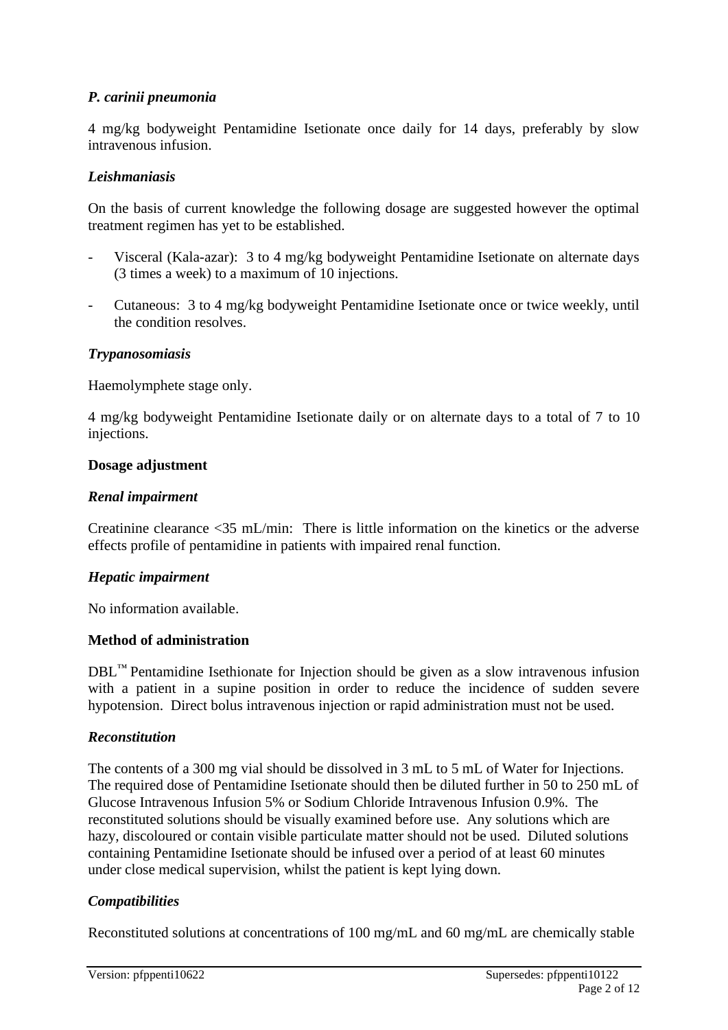### *P. carinii pneumonia*

4 mg/kg bodyweight Pentamidine Isetionate once daily for 14 days, preferably by slow intravenous infusion.

### *Leishmaniasis*

On the basis of current knowledge the following dosage are suggested however the optimal treatment regimen has yet to be established.

- Visceral (Kala-azar): 3 to 4 mg/kg bodyweight Pentamidine Isetionate on alternate days (3 times a week) to a maximum of 10 injections.
- Cutaneous: 3 to 4 mg/kg bodyweight Pentamidine Isetionate once or twice weekly, until the condition resolves.

### *Trypanosomiasis*

Haemolymphete stage only.

4 mg/kg bodyweight Pentamidine Isetionate daily or on alternate days to a total of 7 to 10 injections.

## Dosage adjustment

### *Renal impairment*

Creatinine clearance <35 mL/min: There is little information on the kinetics or the adverse effects profile of pentamidine in patients with impaired renal function.

### *Hepatic impairment*

No information available.

## Method of administration

DBL™ Pentamidine Isethionate for Injection should be given as a slow intravenous infusion with a patient in a supine position in order to reduce the incidence of sudden severe hypotension. Direct bolus intravenous injection or rapid administration must not be used.

### *Reconstitution*

The contents of a 300 mg vial should be dissolved in 3 mL to 5 mL of Water for Injections. The required dose of Pentamidine Isetionate should then be diluted further in 50 to 250 mL of Glucose Intravenous Infusion 5% or Sodium Chloride Intravenous Infusion 0.9%. The reconstituted solutions should be visually examined before use. Any solutions which are hazy, discoloured or contain visible particulate matter should not be used. Diluted solutions containing Pentamidine Isetionate should be infused over a period of at least 60 minutes under close medical supervision, whilst the patient is kept lying down.

### *Compatibilities*

Reconstituted solutions at concentrations of 100 mg/mL and 60 mg/mL are chemically stable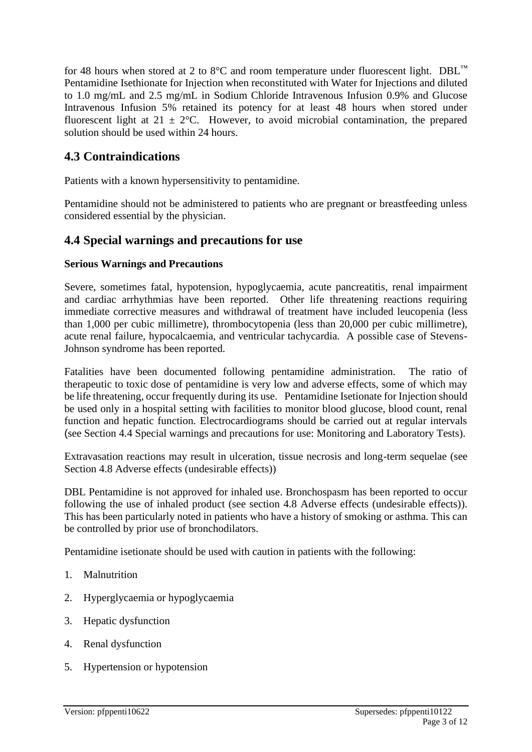for 48 hours when stored at 2 to 8°C and room temperature under fluorescent light. DBL™ Pentamidine Isethionate for Injection when reconstituted with Water for Injections and diluted to 1.0 mg/mL and 2.5 mg/mL in Sodium Chloride Intravenous Infusion 0.9% and Glucose Intravenous Infusion 5% retained its potency for at least 48 hours when stored under fluorescent light at 21 ± 2°C. However, to avoid microbial contamination, the prepared solution should be used within 24 hours.

## 4.3 Contraindications

Patients with a known hypersensitivity to pentamidine.

Pentamidine should not be administered to patients who are pregnant or breastfeeding unless considered essential by the physician.

## 4.4 Special warnings and precautions for use

**Serious Warnings and Precautions**

Severe, sometimes fatal, hypotension, hypoglycaemia, acute pancreatitis, renal impairment and cardiac arrhythmias have been reported. Other life threatening reactions requiring immediate corrective measures and withdrawal of treatment have included leucopenia (less than 1,000 per cubic millimetre), thrombocytopenia (less than 20,000 per cubic millimetre), acute renal failure, hypocalcaemia, and ventricular tachycardia. A possible case of Stevens-Johnson syndrome has been reported.

Fatalities have been documented following pentamidine administration. The ratio of therapeutic to toxic dose of pentamidine is very low and adverse effects, some of which may be life threatening, occur frequently during its use. Pentamidine Isetionate for Injection should be used only in a hospital setting with facilities to monitor blood glucose, blood count, renal function and hepatic function. Electrocardiograms should be carried out at regular intervals (see Section 4.4 Special warnings and precautions for use: Monitoring and Laboratory Tests).

Extravasation reactions may result in ulceration, tissue necrosis and long-term sequelae (see Section 4.8 Adverse effects (undesirable effects))

DBL Pentamidine is not approved for inhaled use. Bronchospasm has been reported to occur following the use of inhaled product (see section 4.8 Adverse effects (undesirable effects)). This has been particularly noted in patients who have a history of smoking or asthma. This can be controlled by prior use of bronchodilators.

Pentamidine isetionate should be used with caution in patients with the following:

1. Malnutrition
2. Hyperglycaemia or hypoglycaemia
3. Hepatic dysfunction
4. Renal dysfunction
5. Hypertension or hypotension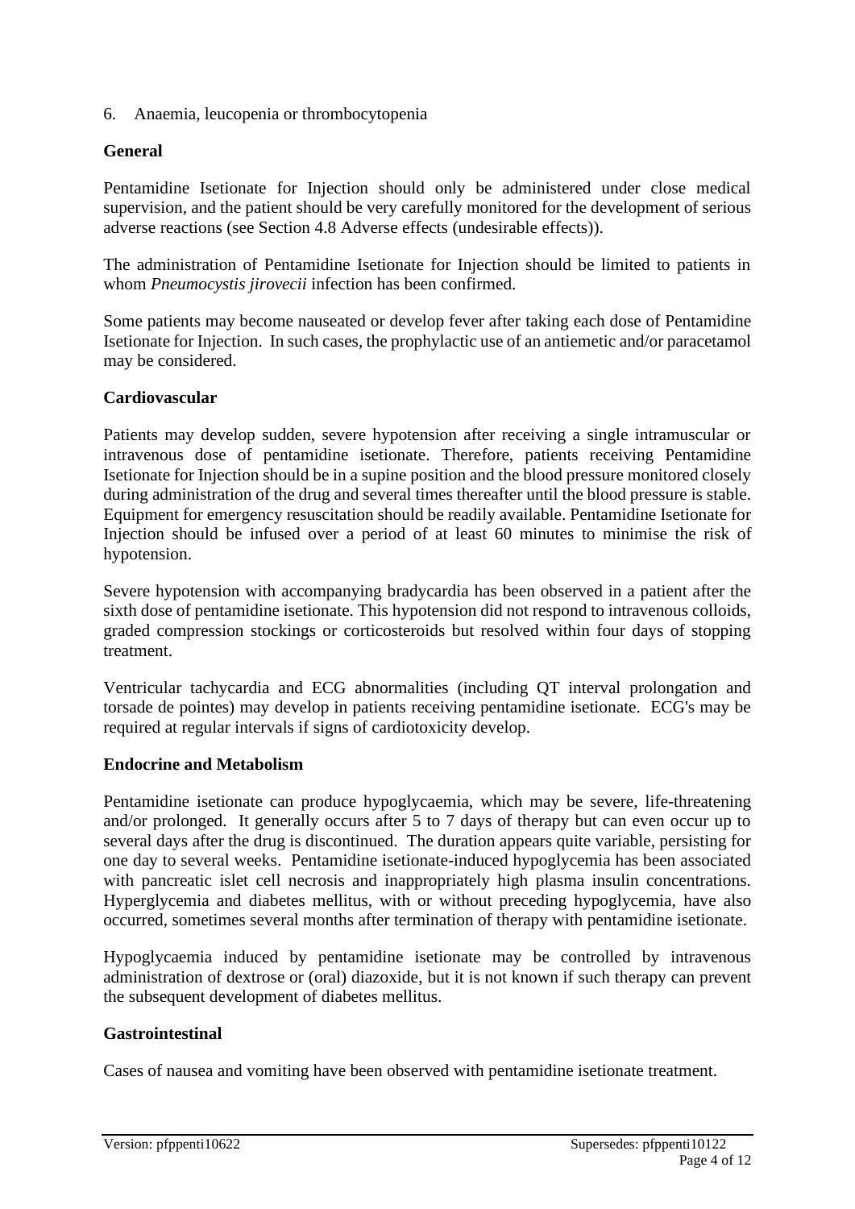6. Anaemia, leucopenia or thrombocytopenia

**General**

Pentamidine Isetionate for Injection should only be administered under close medical supervision, and the patient should be very carefully monitored for the development of serious adverse reactions (see Section 4.8 Adverse effects (undesirable effects)).

The administration of Pentamidine Isetionate for Injection should be limited to patients in whom *Pneumocystis jirovecii* infection has been confirmed.

Some patients may become nauseated or develop fever after taking each dose of Pentamidine Isetionate for Injection. In such cases, the prophylactic use of an antiemetic and/or paracetamol may be considered.

**Cardiovascular**

Patients may develop sudden, severe hypotension after receiving a single intramuscular or intravenous dose of pentamidine isetionate. Therefore, patients receiving Pentamidine Isetionate for Injection should be in a supine position and the blood pressure monitored closely during administration of the drug and several times thereafter until the blood pressure is stable. Equipment for emergency resuscitation should be readily available. Pentamidine Isetionate for Injection should be infused over a period of at least 60 minutes to minimise the risk of hypotension.

Severe hypotension with accompanying bradycardia has been observed in a patient after the sixth dose of pentamidine isetionate. This hypotension did not respond to intravenous colloids, graded compression stockings or corticosteroids but resolved within four days of stopping treatment.

Ventricular tachycardia and ECG abnormalities (including QT interval prolongation and torsade de pointes) may develop in patients receiving pentamidine isetionate. ECG's may be required at regular intervals if signs of cardiotoxicity develop.

**Endocrine and Metabolism**

Pentamidine isetionate can produce hypoglycaemia, which may be severe, life-threatening and/or prolonged. It generally occurs after 5 to 7 days of therapy but can even occur up to several days after the drug is discontinued. The duration appears quite variable, persisting for one day to several weeks. Pentamidine isetionate-induced hypoglycemia has been associated with pancreatic islet cell necrosis and inappropriately high plasma insulin concentrations. Hyperglycemia and diabetes mellitus, with or without preceding hypoglycemia, have also occurred, sometimes several months after termination of therapy with pentamidine isetionate.

Hypoglycaemia induced by pentamidine isetionate may be controlled by intravenous administration of dextrose or (oral) diazoxide, but it is not known if such therapy can prevent the subsequent development of diabetes mellitus.

**Gastrointestinal**

Cases of nausea and vomiting have been observed with pentamidine isetionate treatment.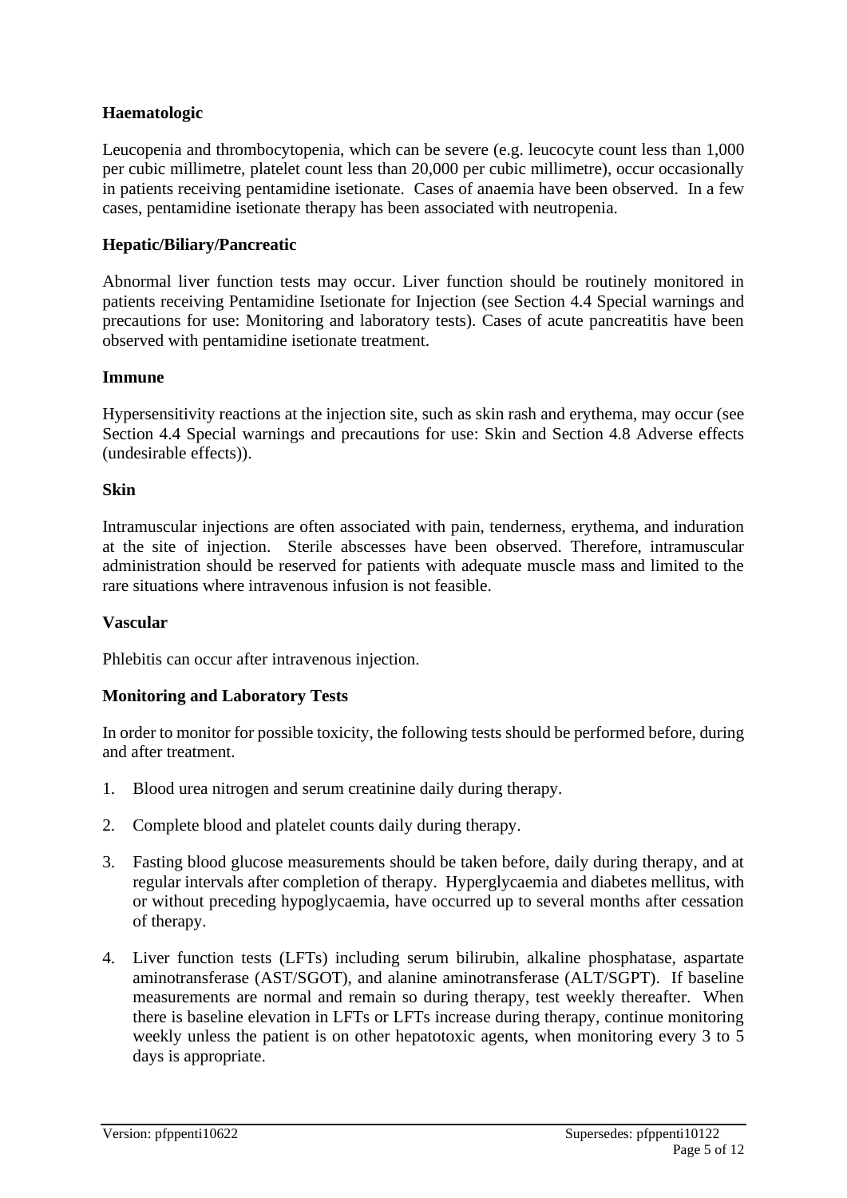**Haematologic**

Leucopenia and thrombocytopenia, which can be severe (e.g. leucocyte count less than 1,000 per cubic millimetre, platelet count less than 20,000 per cubic millimetre), occur occasionally in patients receiving pentamidine isetionate. Cases of anaemia have been observed. In a few cases, pentamidine isetionate therapy has been associated with neutropenia.

**Hepatic/Biliary/Pancreatic**

Abnormal liver function tests may occur. Liver function should be routinely monitored in patients receiving Pentamidine Isetionate for Injection (see Section 4.4 Special warnings and precautions for use: Monitoring and laboratory tests). Cases of acute pancreatitis have been observed with pentamidine isetionate treatment.

**Immune**

Hypersensitivity reactions at the injection site, such as skin rash and erythema, may occur (see Section 4.4 Special warnings and precautions for use: Skin and Section 4.8 Adverse effects (undesirable effects)).

**Skin**

Intramuscular injections are often associated with pain, tenderness, erythema, and induration at the site of injection. Sterile abscesses have been observed. Therefore, intramuscular administration should be reserved for patients with adequate muscle mass and limited to the rare situations where intravenous infusion is not feasible.

**Vascular**

Phlebitis can occur after intravenous injection.

**Monitoring and Laboratory Tests**

In order to monitor for possible toxicity, the following tests should be performed before, during and after treatment.

1. Blood urea nitrogen and serum creatinine daily during therapy.
2. Complete blood and platelet counts daily during therapy.
3. Fasting blood glucose measurements should be taken before, daily during therapy, and at regular intervals after completion of therapy. Hyperglycaemia and diabetes mellitus, with or without preceding hypoglycaemia, have occurred up to several months after cessation of therapy.
4. Liver function tests (LFTs) including serum bilirubin, alkaline phosphatase, aspartate aminotransferase (AST/SGOT), and alanine aminotransferase (ALT/SGPT). If baseline measurements are normal and remain so during therapy, test weekly thereafter. When there is baseline elevation in LFTs or LFTs increase during therapy, continue monitoring weekly unless the patient is on other hepatotoxic agents, when monitoring every 3 to 5 days is appropriate.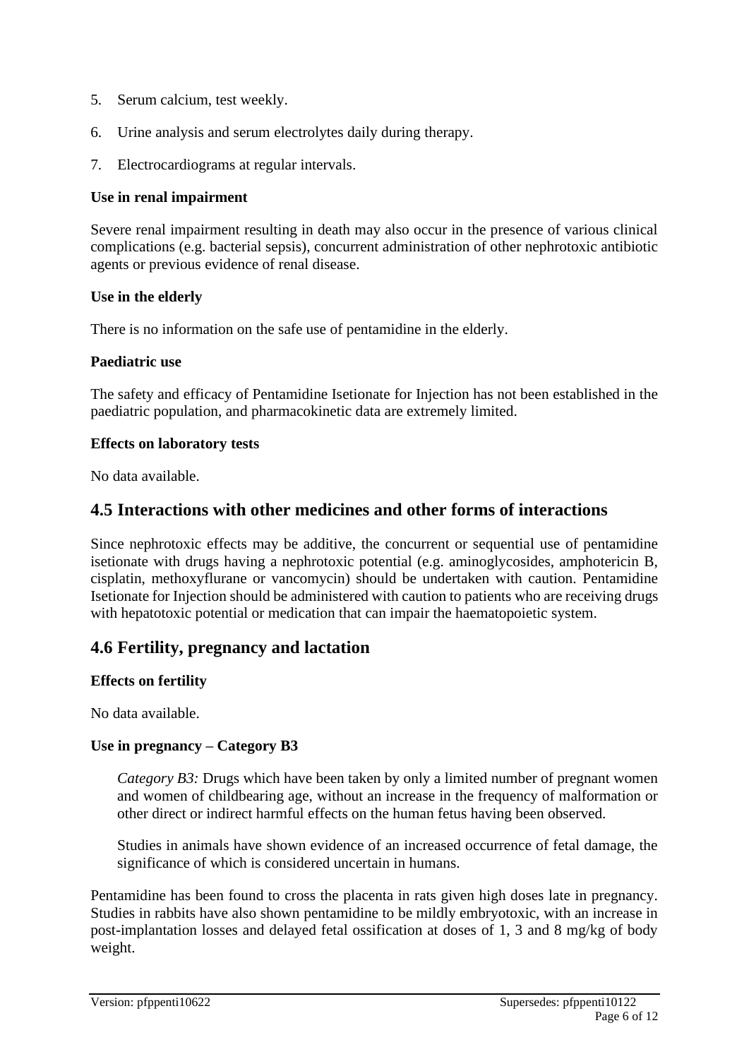5. Serum calcium, test weekly.

6. Urine analysis and serum electrolytes daily during therapy.

7. Electrocardiograms at regular intervals.

**Use in renal impairment**

Severe renal impairment resulting in death may also occur in the presence of various clinical complications (e.g. bacterial sepsis), concurrent administration of other nephrotoxic antibiotic agents or previous evidence of renal disease.

**Use in the elderly**

There is no information on the safe use of pentamidine in the elderly.

**Paediatric use**

The safety and efficacy of Pentamidine Isetionate for Injection has not been established in the paediatric population, and pharmacokinetic data are extremely limited.

**Effects on laboratory tests**

No data available.

## 4.5 Interactions with other medicines and other forms of interactions

Since nephrotoxic effects may be additive, the concurrent or sequential use of pentamidine isetionate with drugs having a nephrotoxic potential (e.g. aminoglycosides, amphotericin B, cisplatin, methoxyflurane or vancomycin) should be undertaken with caution. Pentamidine Isetionate for Injection should be administered with caution to patients who are receiving drugs with hepatotoxic potential or medication that can impair the haematopoietic system.

## 4.6 Fertility, pregnancy and lactation

**Effects on fertility**

No data available.

**Use in pregnancy – Category B3**

> *Category B3:* Drugs which have been taken by only a limited number of pregnant women and women of childbearing age, without an increase in the frequency of malformation or other direct or indirect harmful effects on the human fetus having been observed.
>
> Studies in animals have shown evidence of an increased occurrence of fetal damage, the significance of which is considered uncertain in humans.

Pentamidine has been found to cross the placenta in rats given high doses late in pregnancy. Studies in rabbits have also shown pentamidine to be mildly embryotoxic, with an increase in post-implantation losses and delayed fetal ossification at doses of 1, 3 and 8 mg/kg of body weight.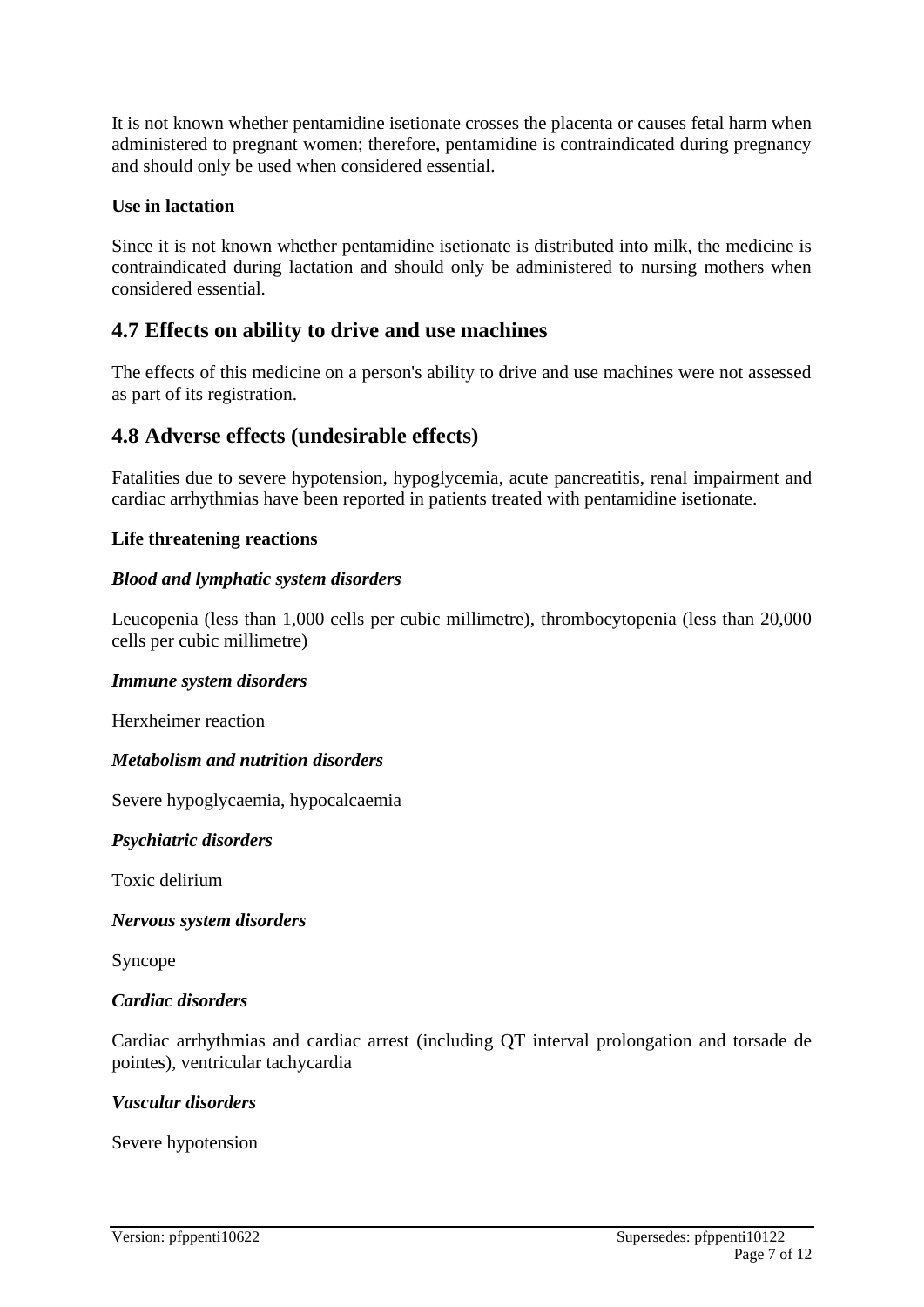It is not known whether pentamidine isetionate crosses the placenta or causes fetal harm when administered to pregnant women; therefore, pentamidine is contraindicated during pregnancy and should only be used when considered essential.

**Use in lactation**

Since it is not known whether pentamidine isetionate is distributed into milk, the medicine is contraindicated during lactation and should only be administered to nursing mothers when considered essential.

## 4.7 Effects on ability to drive and use machines

The effects of this medicine on a person's ability to drive and use machines were not assessed as part of its registration.

## 4.8 Adverse effects (undesirable effects)

Fatalities due to severe hypotension, hypoglycemia, acute pancreatitis, renal impairment and cardiac arrhythmias have been reported in patients treated with pentamidine isetionate.

**Life threatening reactions**

***Blood and lymphatic system disorders***

Leucopenia (less than 1,000 cells per cubic millimetre), thrombocytopenia (less than 20,000 cells per cubic millimetre)

***Immune system disorders***

Herxheimer reaction

***Metabolism and nutrition disorders***

Severe hypoglycaemia, hypocalcaemia

***Psychiatric disorders***

Toxic delirium

***Nervous system disorders***

Syncope

***Cardiac disorders***

Cardiac arrhythmias and cardiac arrest (including QT interval prolongation and torsade de pointes), ventricular tachycardia

***Vascular disorders***

Severe hypotension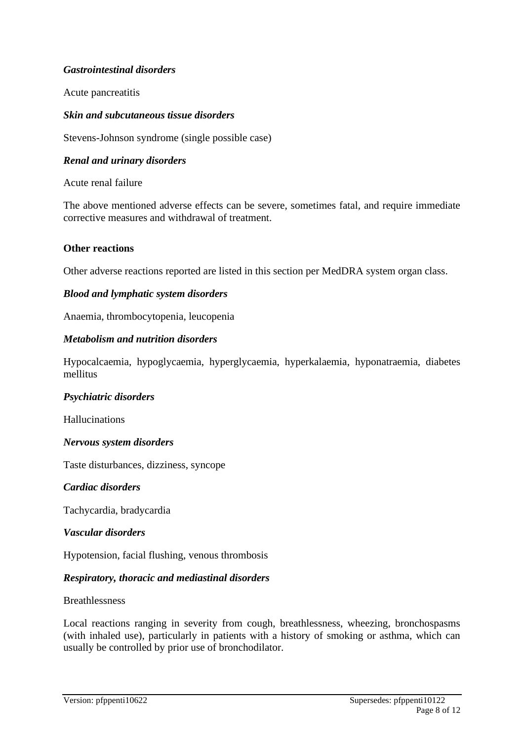*Gastrointestinal disorders*

Acute pancreatitis

*Skin and subcutaneous tissue disorders*

Stevens-Johnson syndrome (single possible case)

*Renal and urinary disorders*

Acute renal failure

The above mentioned adverse effects can be severe, sometimes fatal, and require immediate corrective measures and withdrawal of treatment.

**Other reactions**

Other adverse reactions reported are listed in this section per MedDRA system organ class.

*Blood and lymphatic system disorders*

Anaemia, thrombocytopenia, leucopenia

*Metabolism and nutrition disorders*

Hypocalcaemia, hypoglycaemia, hyperglycaemia, hyperkalaemia, hyponatraemia, diabetes mellitus

*Psychiatric disorders*

Hallucinations

*Nervous system disorders*

Taste disturbances, dizziness, syncope

*Cardiac disorders*

Tachycardia, bradycardia

*Vascular disorders*

Hypotension, facial flushing, venous thrombosis

*Respiratory, thoracic and mediastinal disorders*

Breathlessness

Local reactions ranging in severity from cough, breathlessness, wheezing, bronchospasms (with inhaled use), particularly in patients with a history of smoking or asthma, which can usually be controlled by prior use of bronchodilator.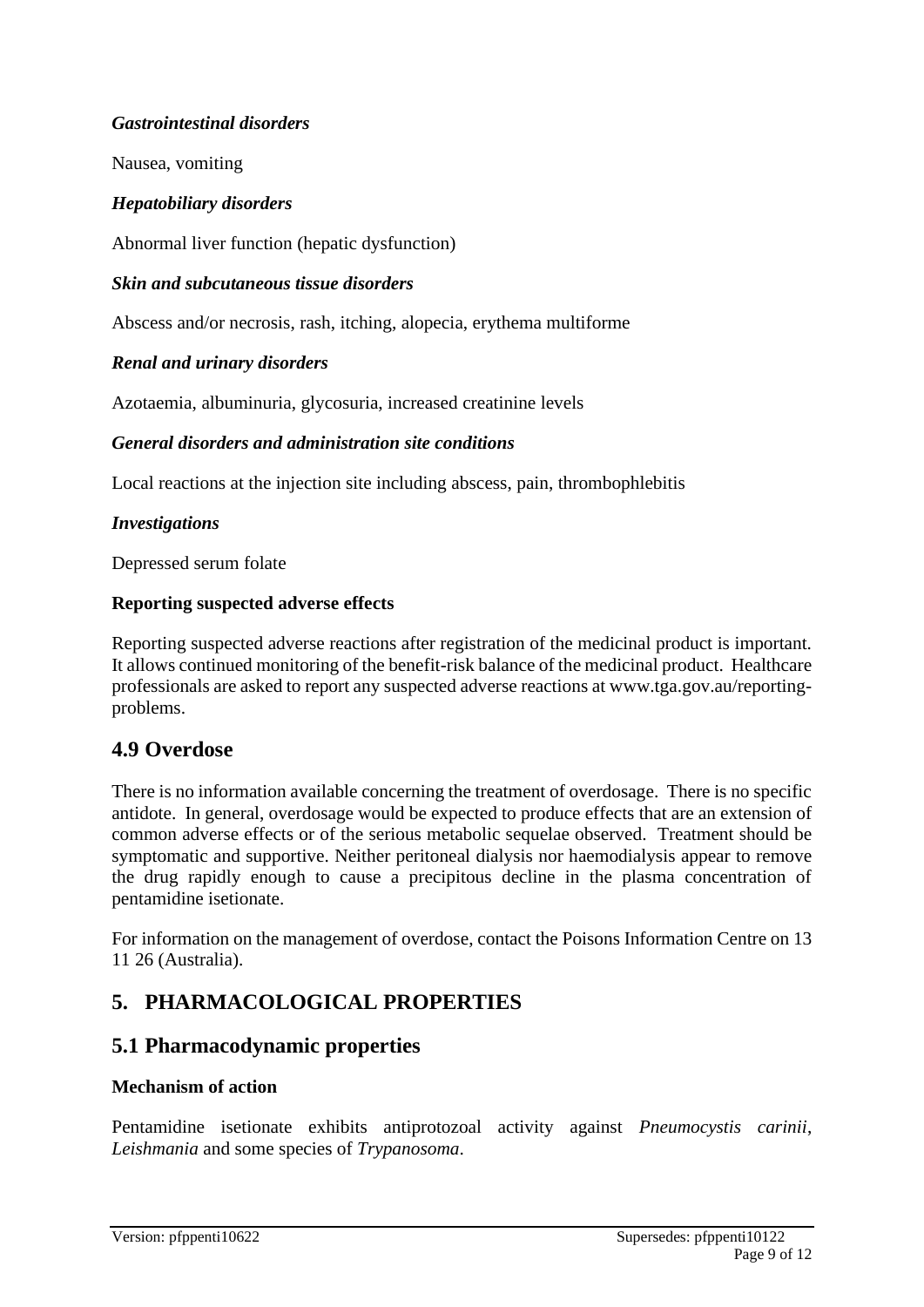*Gastrointestinal disorders*

Nausea, vomiting

*Hepatobiliary disorders*

Abnormal liver function (hepatic dysfunction)

*Skin and subcutaneous tissue disorders*

Abscess and/or necrosis, rash, itching, alopecia, erythema multiforme

*Renal and urinary disorders*

Azotaemia, albuminuria, glycosuria, increased creatinine levels

*General disorders and administration site conditions*

Local reactions at the injection site including abscess, pain, thrombophlebitis

*Investigations*

Depressed serum folate

**Reporting suspected adverse effects**

Reporting suspected adverse reactions after registration of the medicinal product is important. It allows continued monitoring of the benefit-risk balance of the medicinal product. Healthcare professionals are asked to report any suspected adverse reactions at www.tga.gov.au/reporting-problems.

## 4.9 Overdose

There is no information available concerning the treatment of overdosage. There is no specific antidote. In general, overdosage would be expected to produce effects that are an extension of common adverse effects or of the serious metabolic sequelae observed. Treatment should be symptomatic and supportive. Neither peritoneal dialysis nor haemodialysis appear to remove the drug rapidly enough to cause a precipitous decline in the plasma concentration of pentamidine isetionate.

For information on the management of overdose, contact the Poisons Information Centre on 13 11 26 (Australia).

# 5. PHARMACOLOGICAL PROPERTIES

## 5.1 Pharmacodynamic properties

**Mechanism of action**

Pentamidine isetionate exhibits antiprotozoal activity against *Pneumocystis carinii*, *Leishmania* and some species of *Trypanosoma*.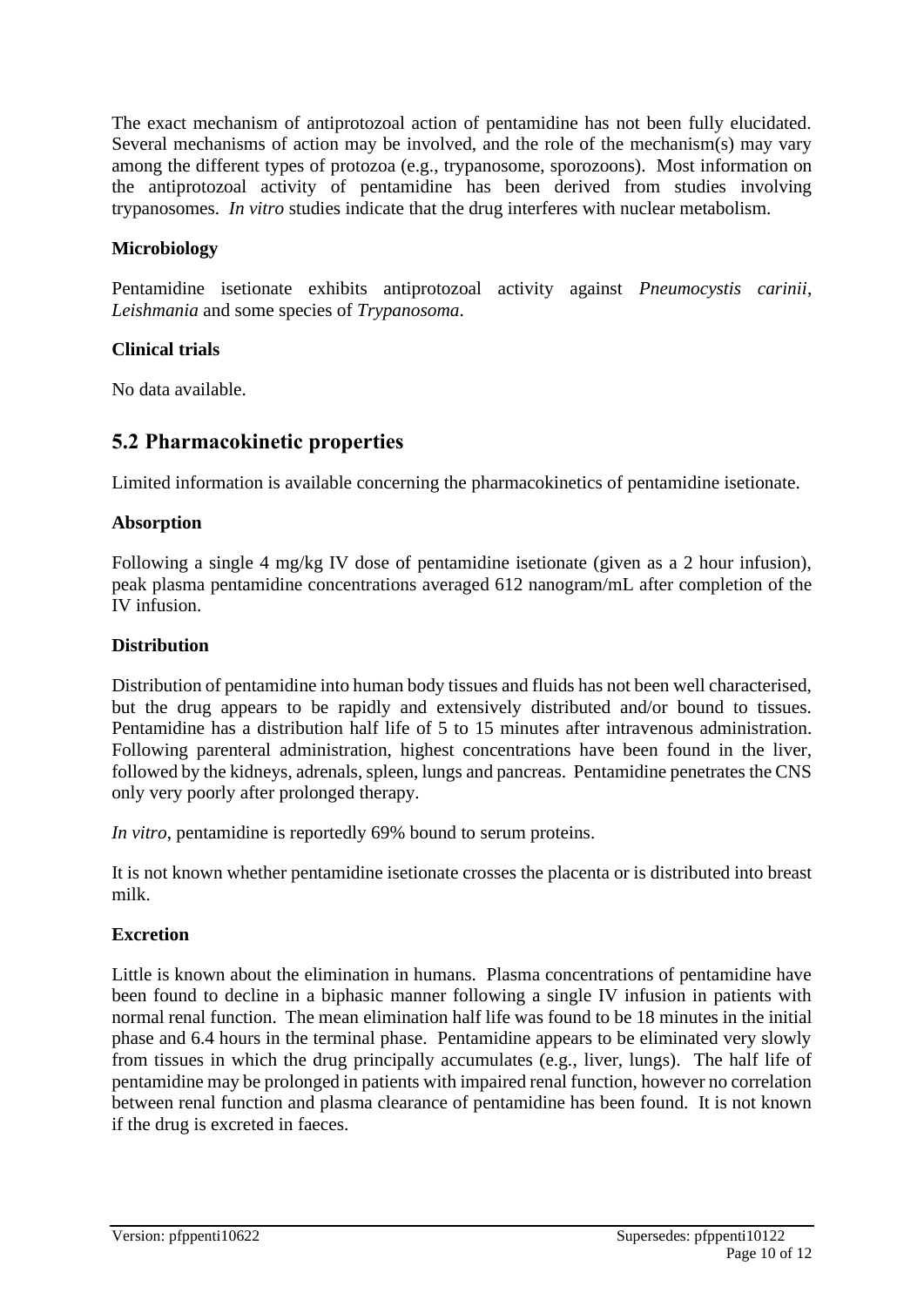The exact mechanism of antiprotozoal action of pentamidine has not been fully elucidated. Several mechanisms of action may be involved, and the role of the mechanism(s) may vary among the different types of protozoa (e.g., trypanosome, sporozoons). Most information on the antiprotozoal activity of pentamidine has been derived from studies involving trypanosomes. *In vitro* studies indicate that the drug interferes with nuclear metabolism.

### Microbiology

Pentamidine isetionate exhibits antiprotozoal activity against *Pneumocystis carinii*, *Leishmania* and some species of *Trypanosoma*.

### Clinical trials

No data available.

## 5.2 Pharmacokinetic properties

Limited information is available concerning the pharmacokinetics of pentamidine isetionate.

### Absorption

Following a single 4 mg/kg IV dose of pentamidine isetionate (given as a 2 hour infusion), peak plasma pentamidine concentrations averaged 612 nanogram/mL after completion of the IV infusion.

### Distribution

Distribution of pentamidine into human body tissues and fluids has not been well characterised, but the drug appears to be rapidly and extensively distributed and/or bound to tissues. Pentamidine has a distribution half life of 5 to 15 minutes after intravenous administration. Following parenteral administration, highest concentrations have been found in the liver, followed by the kidneys, adrenals, spleen, lungs and pancreas. Pentamidine penetrates the CNS only very poorly after prolonged therapy.

*In vitro*, pentamidine is reportedly 69% bound to serum proteins.

It is not known whether pentamidine isetionate crosses the placenta or is distributed into breast milk.

### Excretion

Little is known about the elimination in humans. Plasma concentrations of pentamidine have been found to decline in a biphasic manner following a single IV infusion in patients with normal renal function. The mean elimination half life was found to be 18 minutes in the initial phase and 6.4 hours in the terminal phase. Pentamidine appears to be eliminated very slowly from tissues in which the drug principally accumulates (e.g., liver, lungs). The half life of pentamidine may be prolonged in patients with impaired renal function, however no correlation between renal function and plasma clearance of pentamidine has been found. It is not known if the drug is excreted in faeces.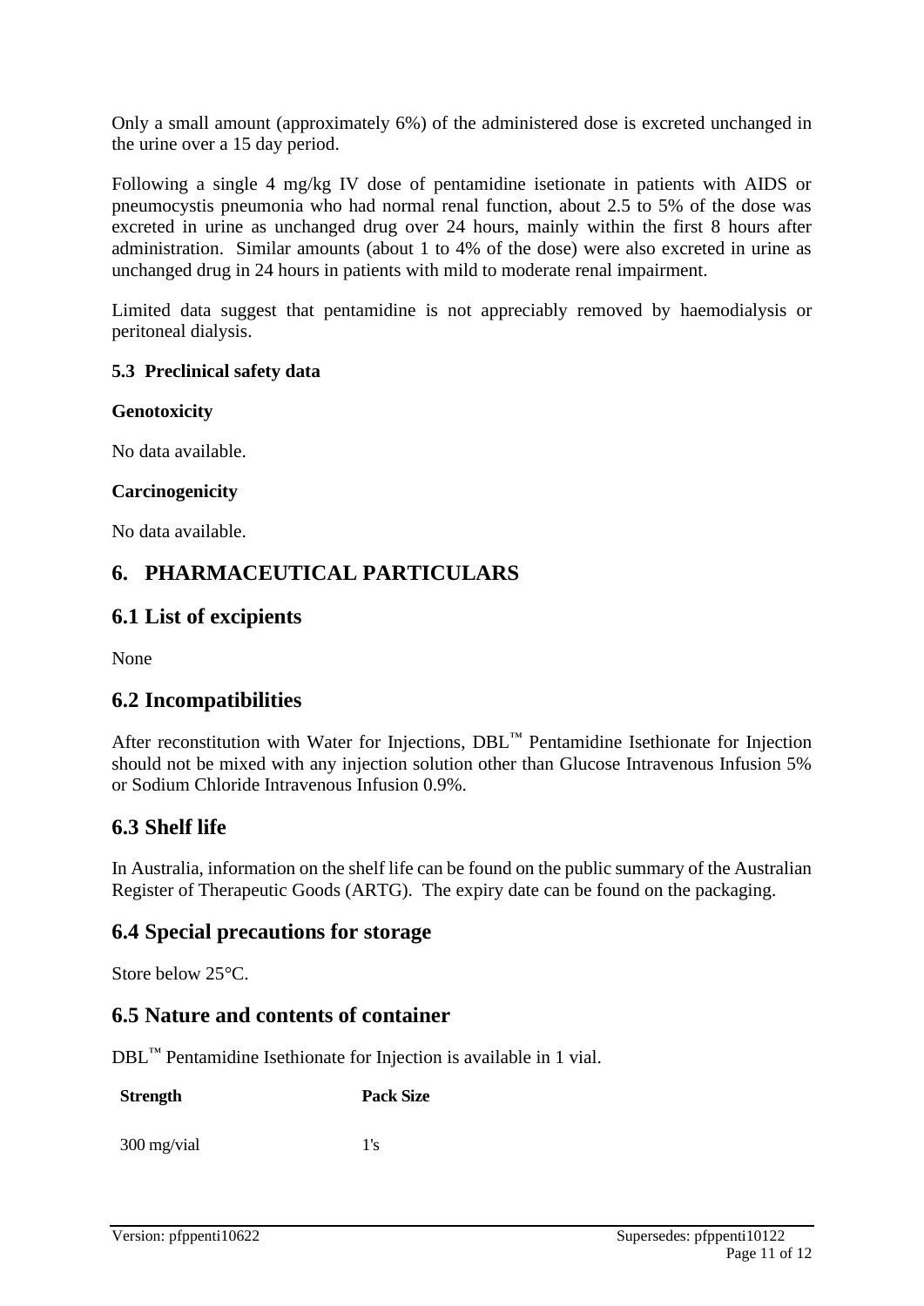Only a small amount (approximately 6%) of the administered dose is excreted unchanged in the urine over a 15 day period.

Following a single 4 mg/kg IV dose of pentamidine isetionate in patients with AIDS or pneumocystis pneumonia who had normal renal function, about 2.5 to 5% of the dose was excreted in urine as unchanged drug over 24 hours, mainly within the first 8 hours after administration. Similar amounts (about 1 to 4% of the dose) were also excreted in urine as unchanged drug in 24 hours in patients with mild to moderate renal impairment.

Limited data suggest that pentamidine is not appreciably removed by haemodialysis or peritoneal dialysis.

### 5.3 Preclinical safety data

**Genotoxicity**

No data available.

**Carcinogenicity**

No data available.

# 6. PHARMACEUTICAL PARTICULARS

## 6.1 List of excipients

None

## 6.2 Incompatibilities

After reconstitution with Water for Injections, DBL™ Pentamidine Isethionate for Injection should not be mixed with any injection solution other than Glucose Intravenous Infusion 5% or Sodium Chloride Intravenous Infusion 0.9%.

## 6.3 Shelf life

In Australia, information on the shelf life can be found on the public summary of the Australian Register of Therapeutic Goods (ARTG). The expiry date can be found on the packaging.

## 6.4 Special precautions for storage

Store below 25°C.

## 6.5 Nature and contents of container

DBL™ Pentamidine Isethionate for Injection is available in 1 vial.

| Strength | Pack Size |
|---|---|
| 300 mg/vial | 1's |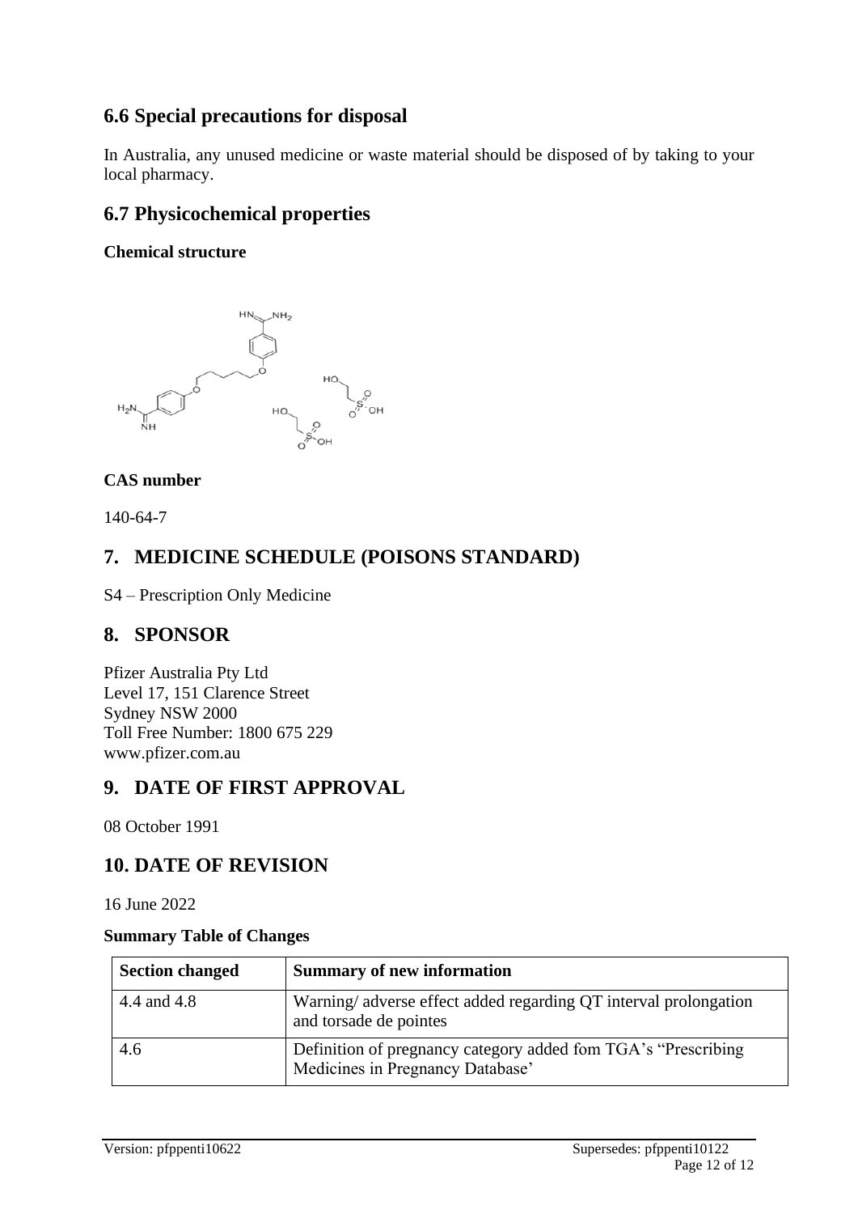## 6.6 Special precautions for disposal

In Australia, any unused medicine or waste material should be disposed of by taking to your local pharmacy.

## 6.7 Physicochemical properties

**Chemical structure**

**CAS number**

140-64-7

# 7. MEDICINE SCHEDULE (POISONS STANDARD)

S4 – Prescription Only Medicine

# 8. SPONSOR

Pfizer Australia Pty Ltd
Level 17, 151 Clarence Street
Sydney NSW 2000
Toll Free Number: 1800 675 229
www.pfizer.com.au

# 9. DATE OF FIRST APPROVAL

08 October 1991

# 10. DATE OF REVISION

16 June 2022

**Summary Table of Changes**

| Section changed | Summary of new information |
|---|---|
| 4.4 and 4.8 | Warning/ adverse effect added regarding QT interval prolongation and torsade de pointes |
| 4.6 | Definition of pregnancy category added fom TGA's "Prescribing Medicines in Pregnancy Database' |

Version: pfppenti10622 Supersedes: pfppenti10122